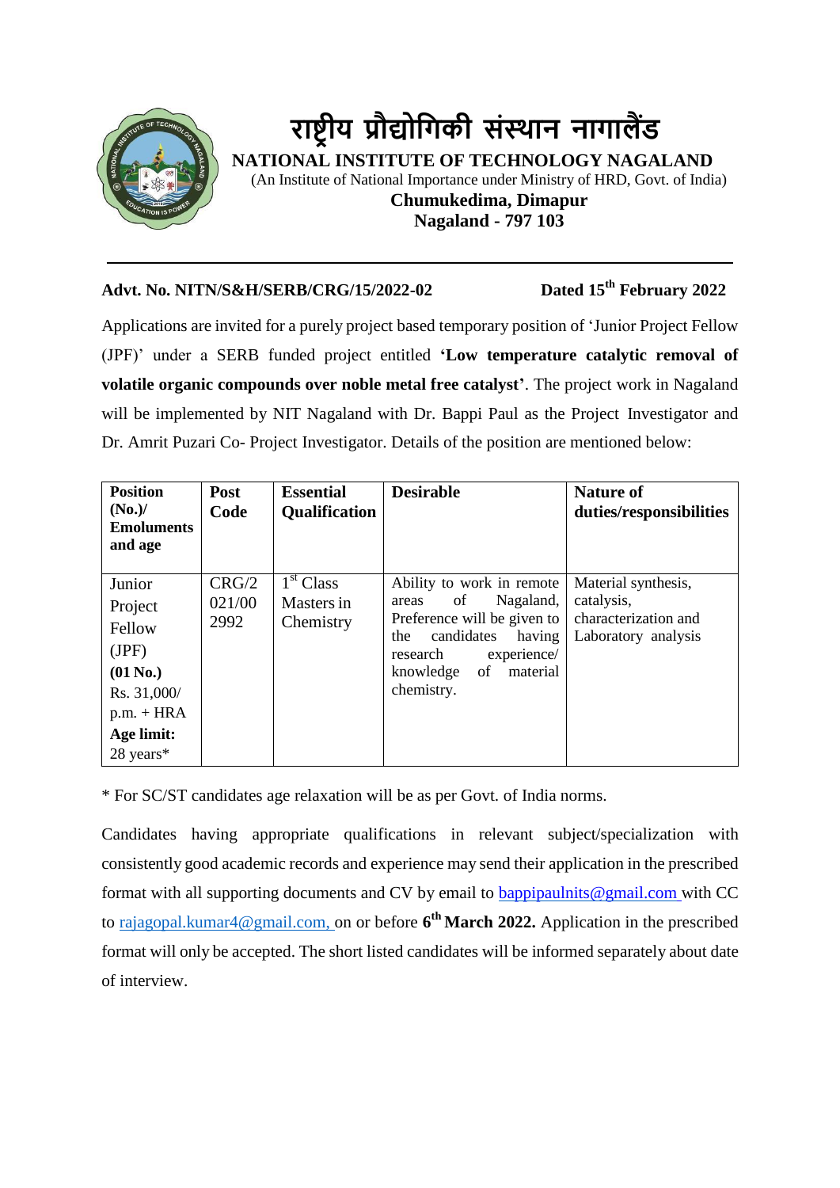# राष्ट्रीय प्रौद्योगिकी संस्थान नागालैंड

## NATIONAL INSTITUTE OF TECHNOLOGY NAGALAND

(An Institute of National Importance under Ministry of HRD, Govt. of India)

**Chumukedima, Dimapur**

**Nagaland - 797 103**

---

**Advt. No. NITN/S&H/SERB/CRG/15/2022-02** **Dated 15th February 2022**

Applications are invited for a purely project based temporary position of 'Junior Project Fellow (JPF)' under a SERB funded project entitled **'Low temperature catalytic removal of volatile organic compounds over noble metal free catalyst'**. The project work in Nagaland will be implemented by NIT Nagaland with Dr. Bappi Paul as the Project Investigator and Dr. Amrit Puzari Co- Project Investigator. Details of the position are mentioned below:

| Position (No.)/ Emoluments and age | Post Code | Essential Qualification | Desirable | Nature of duties/responsibilities |
|---|---|---|---|---|
| Junior Project Fellow (JPF) **(01 No.)** Rs. 31,000/ p.m. + HRA **Age limit:** 28 years* | CRG/2021/002992 | 1st Class Masters in Chemistry | Ability to work in remote areas of Nagaland, Preference will be given to the candidates having research experience/ knowledge of material chemistry. | Material synthesis, catalysis, characterization and Laboratory analysis |

* For SC/ST candidates age relaxation will be as per Govt. of India norms.

Candidates having appropriate qualifications in relevant subject/specialization with consistently good academic records and experience may send their application in the prescribed format with all supporting documents and CV by email to bappipaulnits@gmail.com with CC to rajagopal.kumar4@gmail.com, on or before **6th March 2022.** Application in the prescribed format will only be accepted. The short listed candidates will be informed separately about date of interview.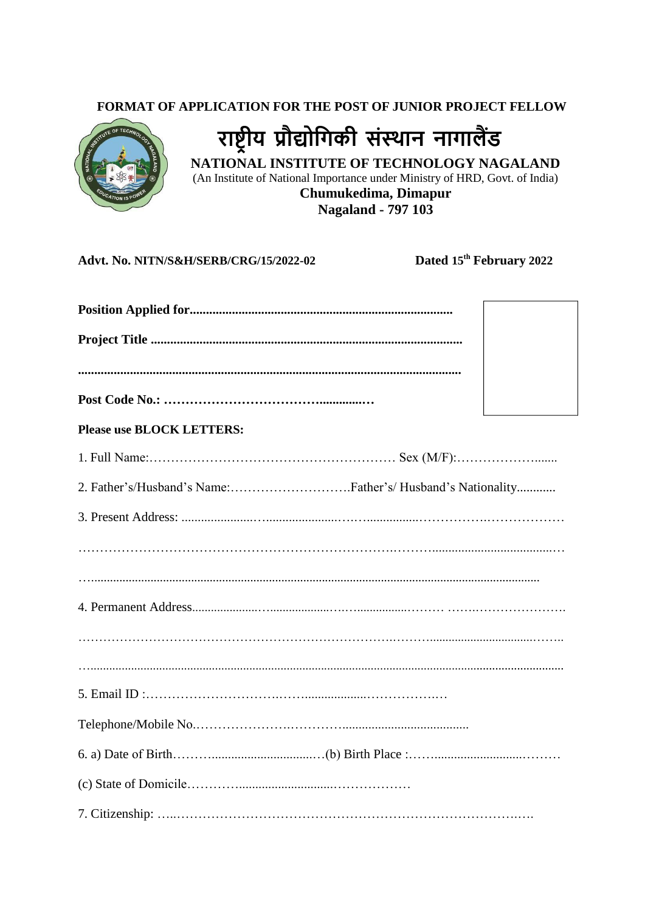**FORMAT OF APPLICATION FOR THE POST OF JUNIOR PROJECT FELLOW**

# राष्ट्रीय प्रौद्योगिकी संस्थान नागालैंड

**NATIONAL INSTITUTE OF TECHNOLOGY NAGALAND**

(An Institute of National Importance under Ministry of HRD, Govt. of India)

**Chumukedima, Dimapur**

**Nagaland - 797 103**

**Advt. No. NITN/S&H/SERB/CRG/15/2022-02** **Dated 15th February 2022**

**Position Applied for................................................................................**

**Project Title ...............................................................................................**

**.....................................................................................................................**

**Post Code No.: ……………………………….............…**

**Please use BLOCK LETTERS:**

1. Full Name:…………………………………………………… Sex (M/F):……………….......

2. Father's/Husband's Name:……………………….Father's/ Husband's Nationality............

3. Present Address: ......................…......................……...............…………….………………

……………………………………………………………….………......................................…

…...........................................................................................................................................

4. Permanent Address.....................….....................…….................……… …….…………………….

……………………………………………………………….………................................…….

…..........................................................................................................................................

5. Email ID :……………………….…….................………….…

Telephone/Mobile No.…………………..………........................................

6. a) Date of Birth……….................................…(b) Birth Place :……..........................………

(c) State of Domicile………….............................………………

7. Citizenship: …..………………………………………………………………….….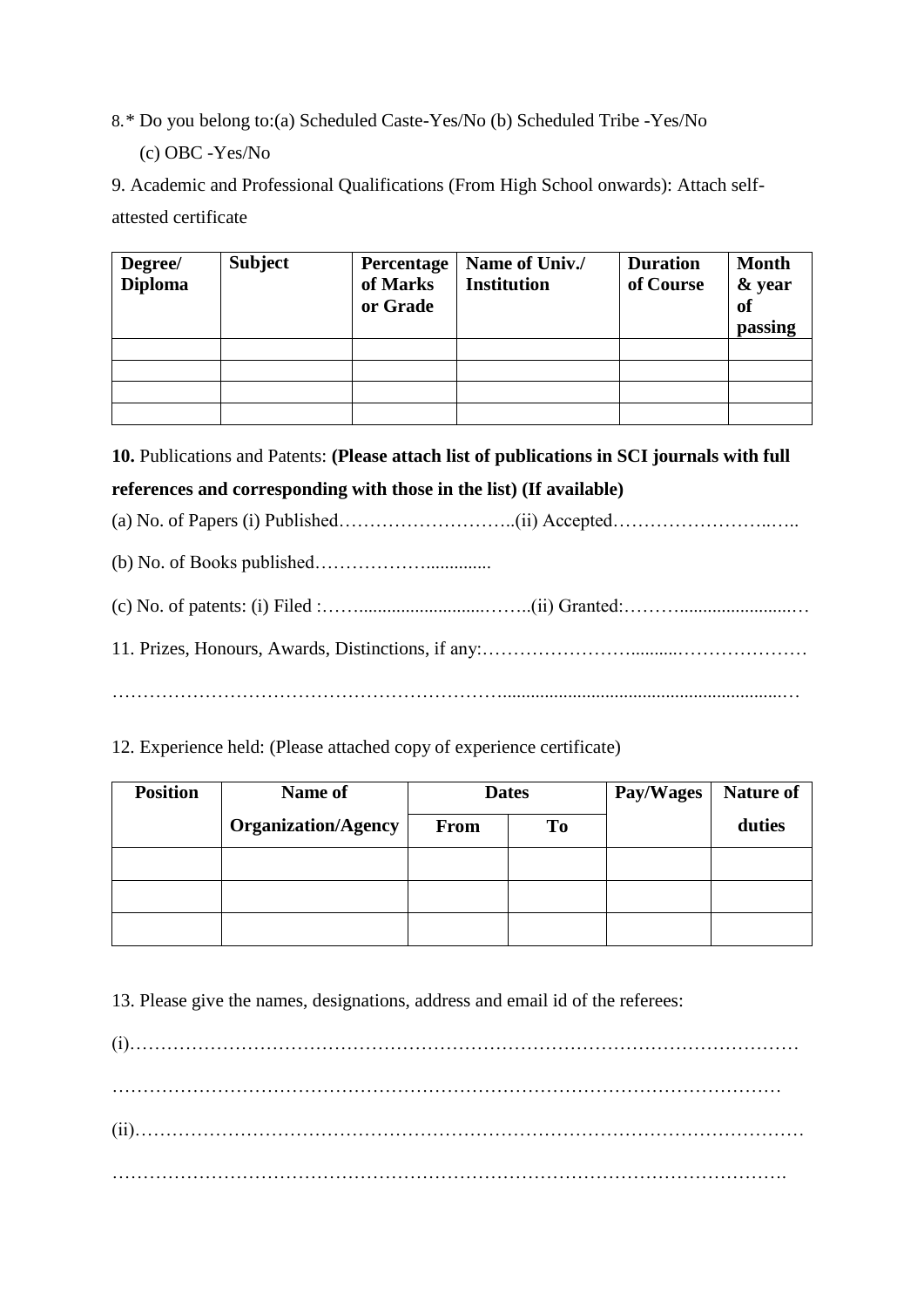8.* Do you belong to:(a) Scheduled Caste-Yes/No (b) Scheduled Tribe -Yes/No

(c) OBC -Yes/No

9. Academic and Professional Qualifications (From High School onwards): Attach self-attested certificate

| **Degree/ Diploma** | **Subject** | **Percentage of Marks or Grade** | **Name of Univ./ Institution** | **Duration of Course** | **Month & year of passing** |
|---|---|---|---|---|---|
| | | | | | |
| | | | | | |
| | | | | | |
| | | | | | |

**10.** Publications and Patents: **(Please attach list of publications in SCI journals with full references and corresponding with those in the list) (If available)**

(a) No. of Papers (i) Published………………………..(ii) Accepted……………………..…..

(b) No. of Books published……………….............

(c) No. of patents: (i) Filed :……...........................……..(ii) Granted:……….........................…

11. Prizes, Honours, Awards, Distinctions, if any:……………………..........…………………

……………………………………………………….............................................................…

12. Experience held: (Please attached copy of experience certificate)

| **Position** | **Name of Organization/Agency** | **Dates** | | **Pay/Wages** | **Nature of duties** |
|---|---|---|---|---|---|
| | | **From** | **To** | | |
| | | | | | |
| | | | | | |
| | | | | | |

13. Please give the names, designations, address and email id of the referees:

(i)………………………………………………………………………………………………

……………………………………………………………………………………………

(ii)……………………………………………………………………………………………

…………………………………………………………………………………………….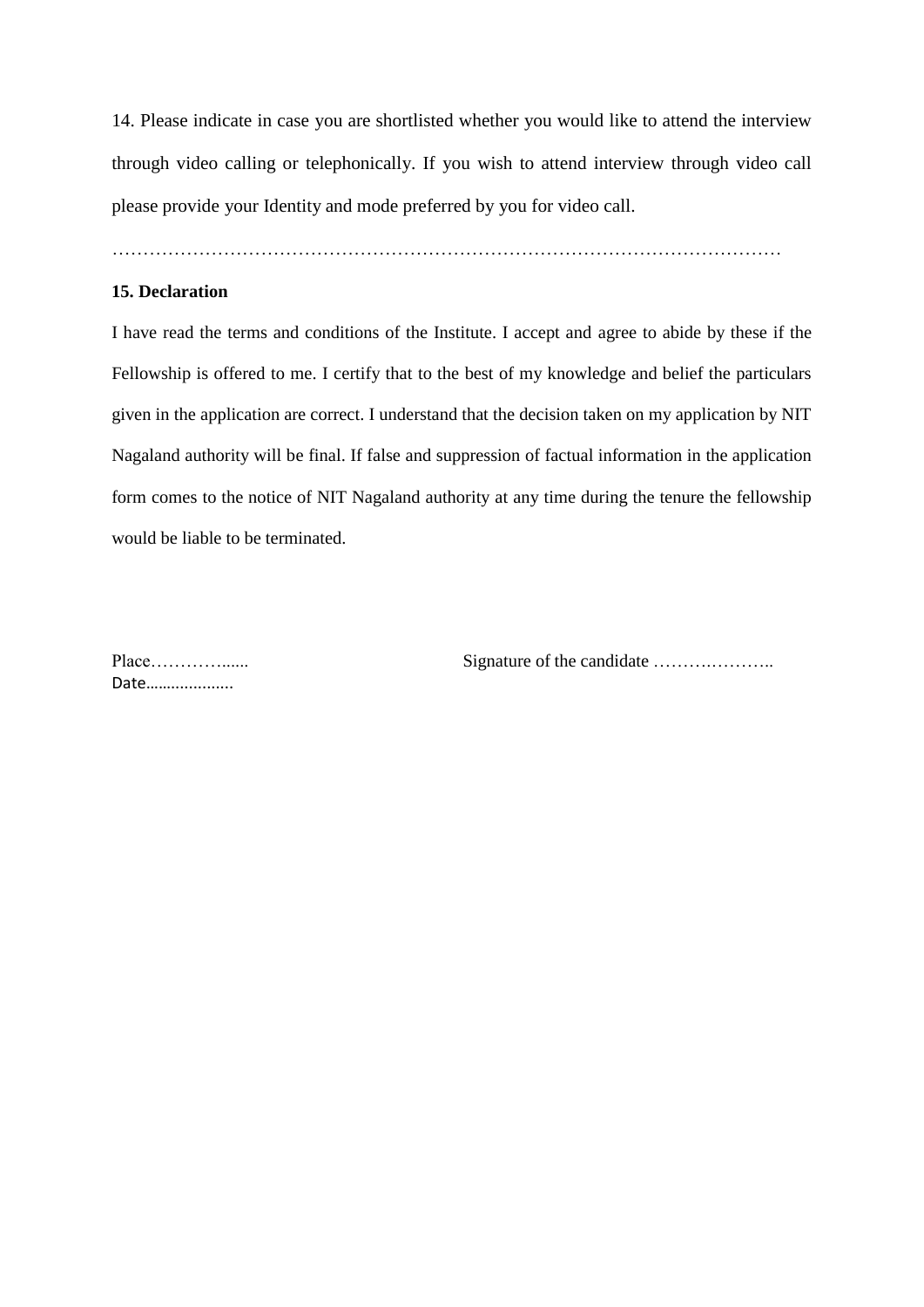14. Please indicate in case you are shortlisted whether you would like to attend the interview through video calling or telephonically. If you wish to attend interview through video call please provide your Identity and mode preferred by you for video call.

…………………………………………………………………………………………………

**15. Declaration**

I have read the terms and conditions of the Institute. I accept and agree to abide by these if the Fellowship is offered to me. I certify that to the best of my knowledge and belief the particulars given in the application are correct. I understand that the decision taken on my application by NIT Nagaland authority will be final. If false and suppression of factual information in the application form comes to the notice of NIT Nagaland authority at any time during the tenure the fellowship would be liable to be terminated.

Place…………......

Date………………..

Signature of the candidate …………………..